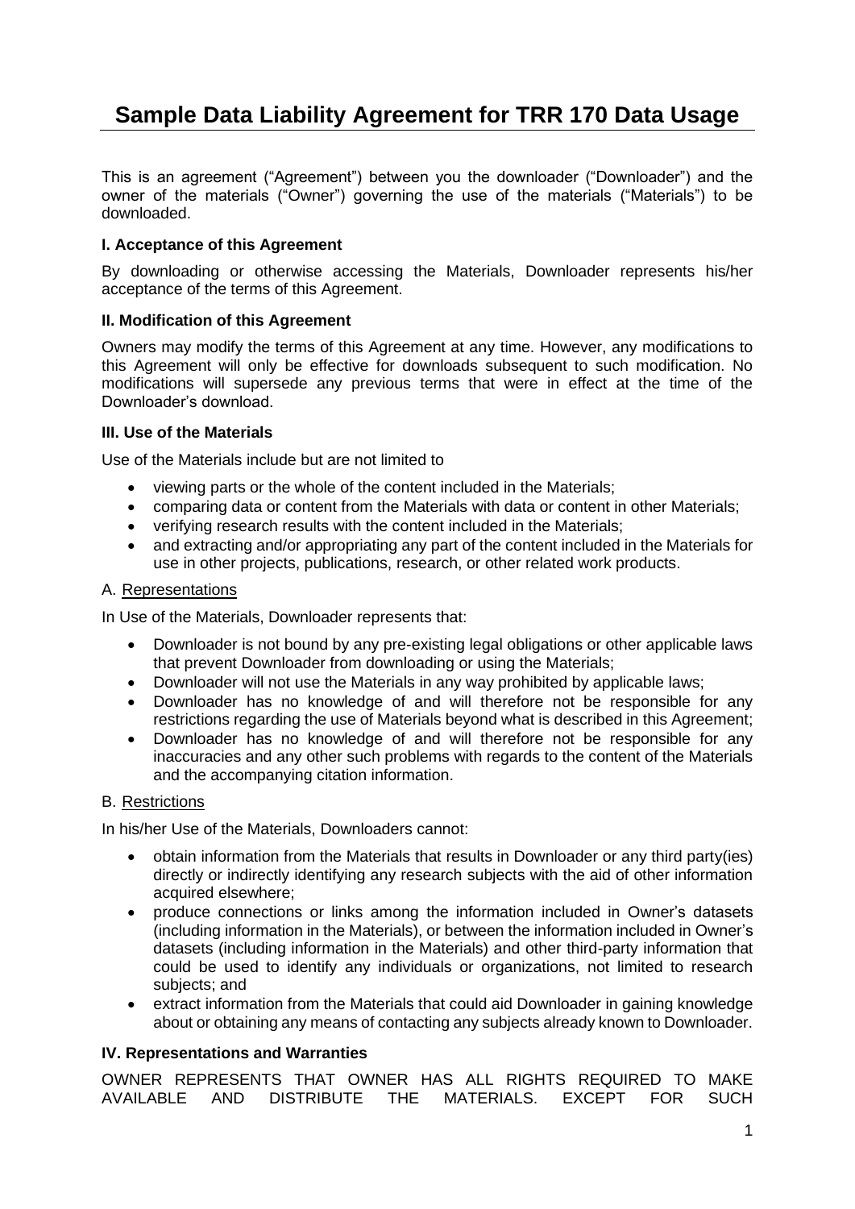# Sample Data Liability Agreement for TRR 170 Data Usage

This is an agreement ("Agreement") between you the downloader ("Downloader") and the owner of the materials ("Owner") governing the use of the materials ("Materials") to be downloaded.

### I. Acceptance of this Agreement

By downloading or otherwise accessing the Materials, Downloader represents his/her acceptance of the terms of this Agreement.

### II. Modification of this Agreement

Owners may modify the terms of this Agreement at any time. However, any modifications to this Agreement will only be effective for downloads subsequent to such modification. No modifications will supersede any previous terms that were in effect at the time of the Downloader's download.

### III. Use of the Materials

Use of the Materials include but are not limited to

- viewing parts or the whole of the content included in the Materials;
- comparing data or content from the Materials with data or content in other Materials;
- verifying research results with the content included in the Materials;
- and extracting and/or appropriating any part of the content included in the Materials for use in other projects, publications, research, or other related work products.

A. Representations

In Use of the Materials, Downloader represents that:

- Downloader is not bound by any pre-existing legal obligations or other applicable laws that prevent Downloader from downloading or using the Materials;
- Downloader will not use the Materials in any way prohibited by applicable laws;
- Downloader has no knowledge of and will therefore not be responsible for any restrictions regarding the use of Materials beyond what is described in this Agreement;
- Downloader has no knowledge of and will therefore not be responsible for any inaccuracies and any other such problems with regards to the content of the Materials and the accompanying citation information.

B. Restrictions

In his/her Use of the Materials, Downloaders cannot:

- obtain information from the Materials that results in Downloader or any third party(ies) directly or indirectly identifying any research subjects with the aid of other information acquired elsewhere;
- produce connections or links among the information included in Owner's datasets (including information in the Materials), or between the information included in Owner's datasets (including information in the Materials) and other third-party information that could be used to identify any individuals or organizations, not limited to research subjects; and
- extract information from the Materials that could aid Downloader in gaining knowledge about or obtaining any means of contacting any subjects already known to Downloader.

### IV. Representations and Warranties

OWNER REPRESENTS THAT OWNER HAS ALL RIGHTS REQUIRED TO MAKE AVAILABLE AND DISTRIBUTE THE MATERIALS. EXCEPT FOR SUCH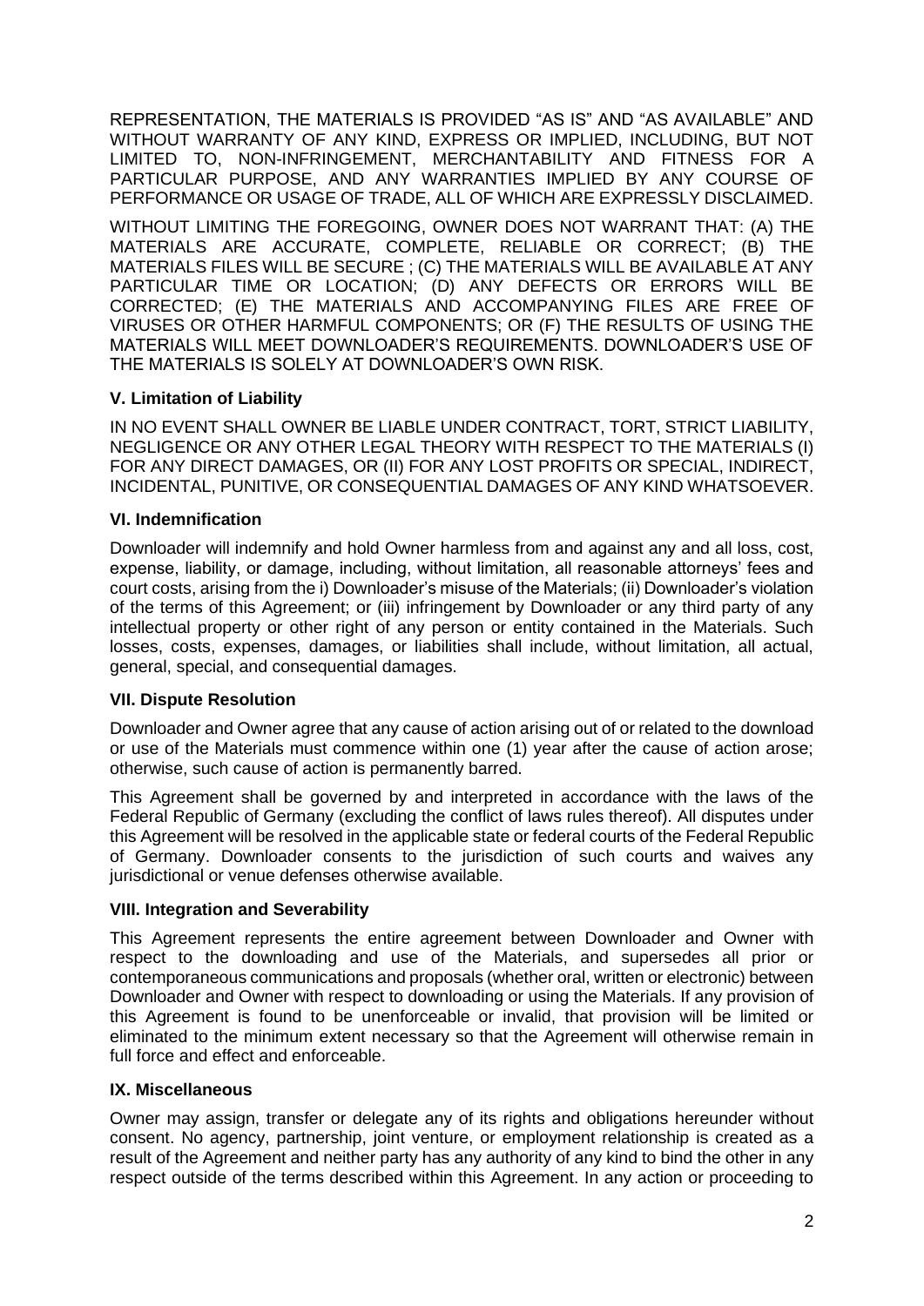REPRESENTATION, THE MATERIALS IS PROVIDED "AS IS" AND "AS AVAILABLE" AND WITHOUT WARRANTY OF ANY KIND, EXPRESS OR IMPLIED, INCLUDING, BUT NOT LIMITED TO, NON-INFRINGEMENT, MERCHANTABILITY AND FITNESS FOR A PARTICULAR PURPOSE, AND ANY WARRANTIES IMPLIED BY ANY COURSE OF PERFORMANCE OR USAGE OF TRADE, ALL OF WHICH ARE EXPRESSLY DISCLAIMED.

WITHOUT LIMITING THE FOREGOING, OWNER DOES NOT WARRANT THAT: (A) THE MATERIALS ARE ACCURATE, COMPLETE, RELIABLE OR CORRECT; (B) THE MATERIALS FILES WILL BE SECURE ; (C) THE MATERIALS WILL BE AVAILABLE AT ANY PARTICULAR TIME OR LOCATION; (D) ANY DEFECTS OR ERRORS WILL BE CORRECTED; (E) THE MATERIALS AND ACCOMPANYING FILES ARE FREE OF VIRUSES OR OTHER HARMFUL COMPONENTS; OR (F) THE RESULTS OF USING THE MATERIALS WILL MEET DOWNLOADER'S REQUIREMENTS. DOWNLOADER'S USE OF THE MATERIALS IS SOLELY AT DOWNLOADER'S OWN RISK.

### V. Limitation of Liability

IN NO EVENT SHALL OWNER BE LIABLE UNDER CONTRACT, TORT, STRICT LIABILITY, NEGLIGENCE OR ANY OTHER LEGAL THEORY WITH RESPECT TO THE MATERIALS (I) FOR ANY DIRECT DAMAGES, OR (II) FOR ANY LOST PROFITS OR SPECIAL, INDIRECT, INCIDENTAL, PUNITIVE, OR CONSEQUENTIAL DAMAGES OF ANY KIND WHATSOEVER.

### VI. Indemnification

Downloader will indemnify and hold Owner harmless from and against any and all loss, cost, expense, liability, or damage, including, without limitation, all reasonable attorneys' fees and court costs, arising from the i) Downloader's misuse of the Materials; (ii) Downloader's violation of the terms of this Agreement; or (iii) infringement by Downloader or any third party of any intellectual property or other right of any person or entity contained in the Materials. Such losses, costs, expenses, damages, or liabilities shall include, without limitation, all actual, general, special, and consequential damages.

### VII. Dispute Resolution

Downloader and Owner agree that any cause of action arising out of or related to the download or use of the Materials must commence within one (1) year after the cause of action arose; otherwise, such cause of action is permanently barred.

This Agreement shall be governed by and interpreted in accordance with the laws of the Federal Republic of Germany (excluding the conflict of laws rules thereof). All disputes under this Agreement will be resolved in the applicable state or federal courts of the Federal Republic of Germany. Downloader consents to the jurisdiction of such courts and waives any jurisdictional or venue defenses otherwise available.

### VIII. Integration and Severability

This Agreement represents the entire agreement between Downloader and Owner with respect to the downloading and use of the Materials, and supersedes all prior or contemporaneous communications and proposals (whether oral, written or electronic) between Downloader and Owner with respect to downloading or using the Materials. If any provision of this Agreement is found to be unenforceable or invalid, that provision will be limited or eliminated to the minimum extent necessary so that the Agreement will otherwise remain in full force and effect and enforceable.

### IX. Miscellaneous

Owner may assign, transfer or delegate any of its rights and obligations hereunder without consent. No agency, partnership, joint venture, or employment relationship is created as a result of the Agreement and neither party has any authority of any kind to bind the other in any respect outside of the terms described within this Agreement. In any action or proceeding to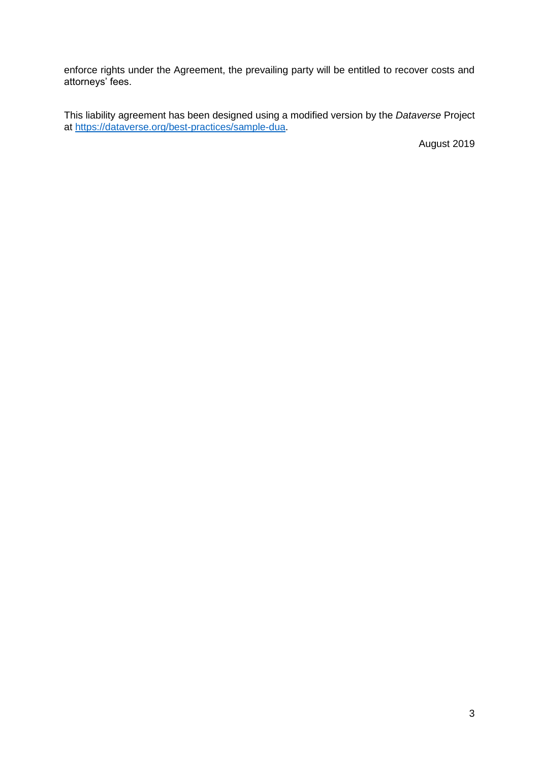enforce rights under the Agreement, the prevailing party will be entitled to recover costs and attorneys' fees.

This liability agreement has been designed using a modified version by the *Dataverse* Project at [https://dataverse.org/best-practices/sample-dua](https://dataverse.org/best-practices/sample-dua).

August 2019